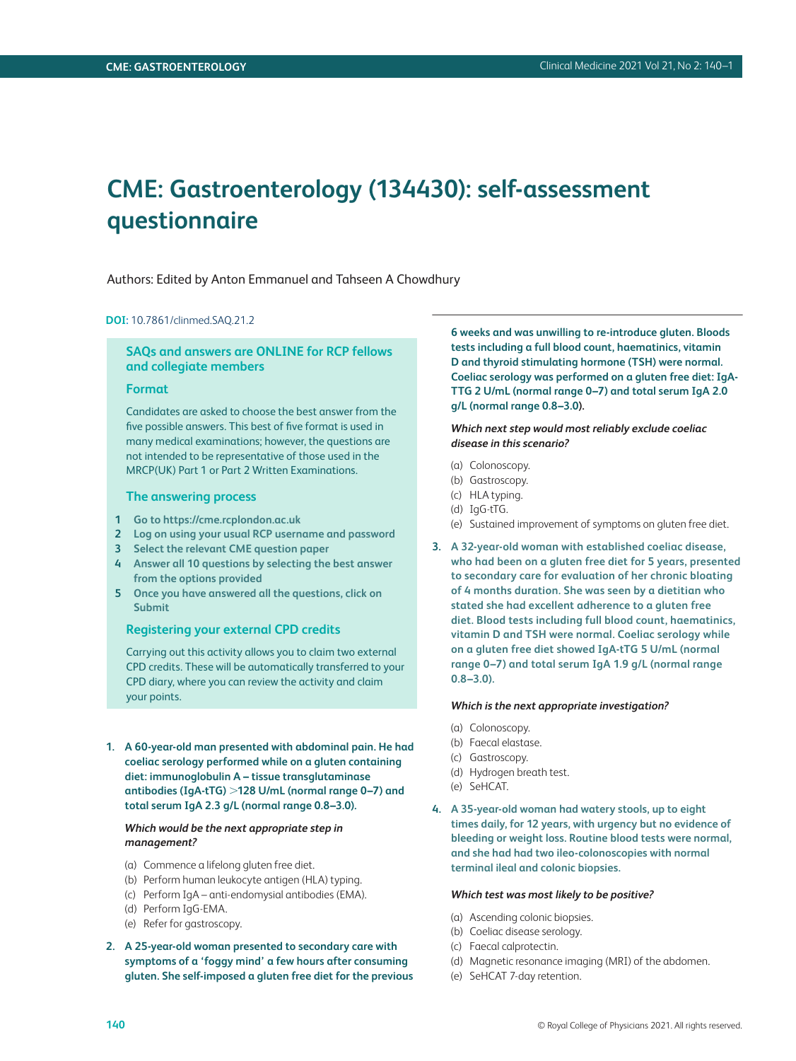# CME: Gastroenterology (134430): self-assessment questionnaire

Authors: Edited by Anton Emmanuel and Tahseen A Chowdhury

**DOI:** 10.7861/clinmed.SAQ.21.2

### SAQs and answers are ONLINE for RCP fellows and collegiate members

#### Format

Candidates are asked to choose the best answer from the five possible answers. This best of five format is used in many medical examinations; however, the questions are not intended to be representative of those used in the MRCP(UK) Part 1 or Part 2 Written Examinations.

#### The answering process

1. **Go to https://cme.rcplondon.ac.uk**
2. **Log on using your usual RCP username and password**
3. **Select the relevant CME question paper**
4. **Answer all 10 questions by selecting the best answer from the options provided**
5. **Once you have answered all the questions, click on Submit**

#### Registering your external CPD credits

Carrying out this activity allows you to claim two external CPD credits. These will be automatically transferred to your CPD diary, where you can review the activity and claim your points.

**1. A 60-year-old man presented with abdominal pain. He had coeliac serology performed while on a gluten containing diet: immunoglobulin A – tissue transglutaminase antibodies (IgA-tTG) >128 U/mL (normal range 0–7) and total serum IgA 2.3 g/L (normal range 0.8–3.0).**

***Which would be the next appropriate step in management?***

(a) Commence a lifelong gluten free diet.
(b) Perform human leukocyte antigen (HLA) typing.
(c) Perform IgA – anti-endomysial antibodies (EMA).
(d) Perform IgG-EMA.
(e) Refer for gastroscopy.

**2. A 25-year-old woman presented to secondary care with symptoms of a 'foggy mind' a few hours after consuming gluten. She self-imposed a gluten free diet for the previous 6 weeks and was unwilling to re-introduce gluten. Bloods tests including a full blood count, haematinics, vitamin D and thyroid stimulating hormone (TSH) were normal. Coeliac serology was performed on a gluten free diet: IgA-TTG 2 U/mL (normal range 0–7) and total serum IgA 2.0 g/L (normal range 0.8–3.0).**

***Which next step would most reliably exclude coeliac disease in this scenario?***

(a) Colonoscopy.
(b) Gastroscopy.
(c) HLA typing.
(d) IgG-tTG.
(e) Sustained improvement of symptoms on gluten free diet.

**3. A 32-year-old woman with established coeliac disease, who had been on a gluten free diet for 5 years, presented to secondary care for evaluation of her chronic bloating of 4 months duration. She was seen by a dietitian who stated she had excellent adherence to a gluten free diet. Blood tests including full blood count, haematinics, vitamin D and TSH were normal. Coeliac serology while on a gluten free diet showed IgA-tTG 5 U/mL (normal range 0–7) and total serum IgA 1.9 g/L (normal range 0.8–3.0).**

***Which is the next appropriate investigation?***

(a) Colonoscopy.
(b) Faecal elastase.
(c) Gastroscopy.
(d) Hydrogen breath test.
(e) SeHCAT.

**4. A 35-year-old woman had watery stools, up to eight times daily, for 12 years, with urgency but no evidence of bleeding or weight loss. Routine blood tests were normal, and she had had two ileo-colonoscopies with normal terminal ileal and colonic biopsies.**

***Which test was most likely to be positive?***

(a) Ascending colonic biopsies.
(b) Coeliac disease serology.
(c) Faecal calprotectin.
(d) Magnetic resonance imaging (MRI) of the abdomen.
(e) SeHCAT 7-day retention.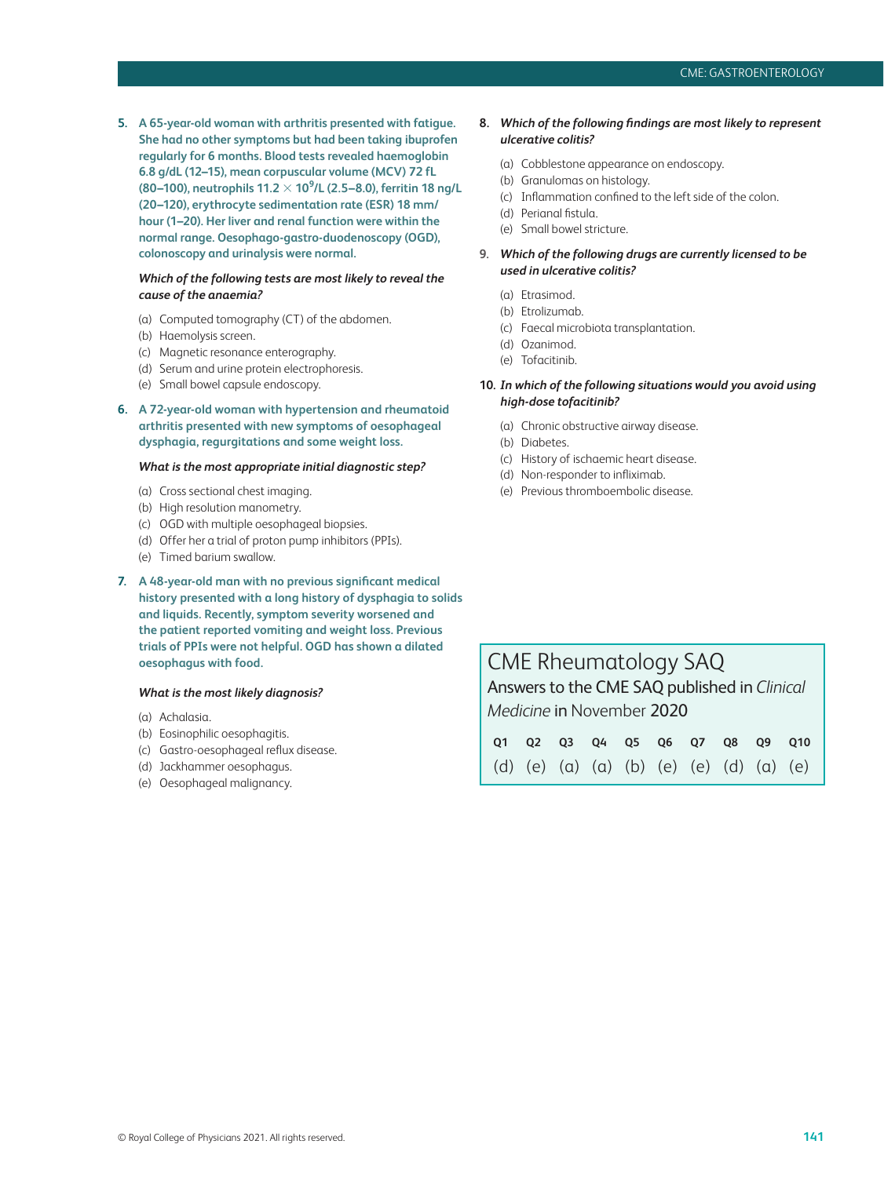5. **A 65-year-old woman with arthritis presented with fatigue. She had no other symptoms but had been taking ibuprofen regularly for 6 months. Blood tests revealed haemoglobin 6.8 g/dL (12–15), mean corpuscular volume (MCV) 72 fL (80–100), neutrophils 11.2 × $10^9$/L (2.5–8.0), ferritin 18 ng/L (20–120), erythrocyte sedimentation rate (ESR) 18 mm/hour (1–20). Her liver and renal function were within the normal range. Oesophago-gastro-duodenoscopy (OGD), colonoscopy and urinalysis were normal.**

   ***Which of the following tests are most likely to reveal the cause of the anaemia?***

   (a) Computed tomography (CT) of the abdomen.
   (b) Haemolysis screen.
   (c) Magnetic resonance enterography.
   (d) Serum and urine protein electrophoresis.
   (e) Small bowel capsule endoscopy.

6. **A 72-year-old woman with hypertension and rheumatoid arthritis presented with new symptoms of oesophageal dysphagia, regurgitations and some weight loss.**

   ***What is the most appropriate initial diagnostic step?***

   (a) Cross sectional chest imaging.
   (b) High resolution manometry.
   (c) OGD with multiple oesophageal biopsies.
   (d) Offer her a trial of proton pump inhibitors (PPIs).
   (e) Timed barium swallow.

7. **A 48-year-old man with no previous significant medical history presented with a long history of dysphagia to solids and liquids. Recently, symptom severity worsened and the patient reported vomiting and weight loss. Previous trials of PPIs were not helpful. OGD has shown a dilated oesophagus with food.**

   ***What is the most likely diagnosis?***

   (a) Achalasia.
   (b) Eosinophilic oesophagitis.
   (c) Gastro-oesophageal reflux disease.
   (d) Jackhammer oesophagus.
   (e) Oesophageal malignancy.

8. ***Which of the following findings are most likely to represent ulcerative colitis?***

   (a) Cobblestone appearance on endoscopy.
   (b) Granulomas on histology.
   (c) Inflammation confined to the left side of the colon.
   (d) Perianal fistula.
   (e) Small bowel stricture.

9. ***Which of the following drugs are currently licensed to be used in ulcerative colitis?***

   (a) Etrasimod.
   (b) Etrolizumab.
   (c) Faecal microbiota transplantation.
   (d) Ozanimod.
   (e) Tofacitinib.

10. ***In which of the following situations would you avoid using high-dose tofacitinib?***

    (a) Chronic obstructive airway disease.
    (b) Diabetes.
    (c) History of ischaemic heart disease.
    (d) Non-responder to infliximab.
    (e) Previous thromboembolic disease.

## CME Rheumatology SAQ

Answers to the CME SAQ published in *Clinical Medicine* in November 2020

| Q1 | Q2 | Q3 | Q4 | Q5 | Q6 | Q7 | Q8 | Q9 | Q10 |
|---|---|---|---|---|---|---|---|---|---|
| (d) | (e) | (a) | (a) | (b) | (e) | (e) | (d) | (a) | (e) |